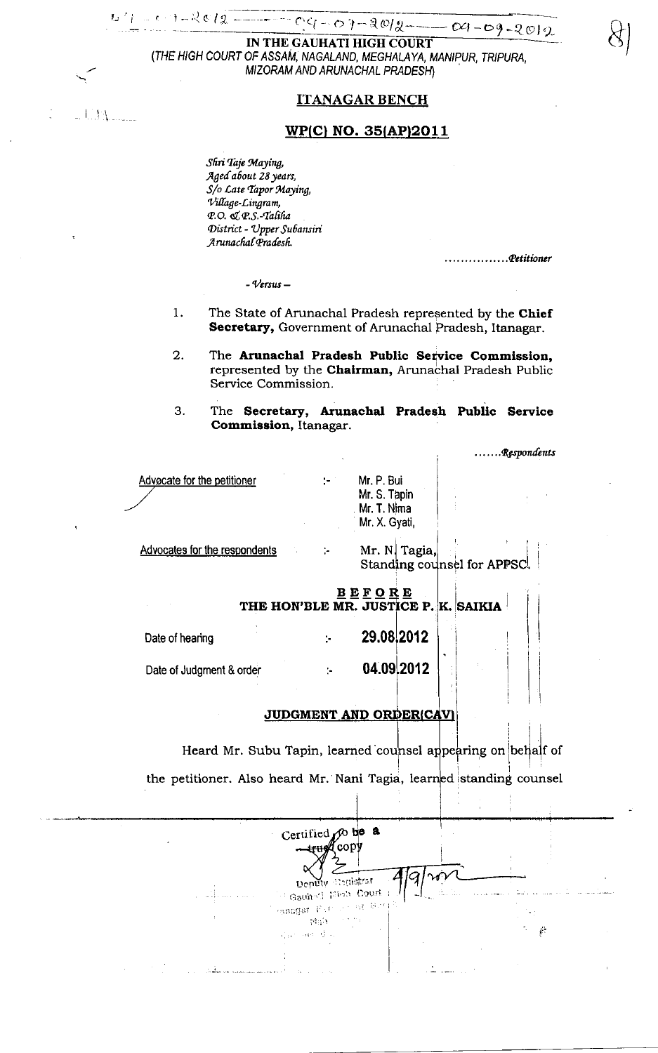IN THE GAUHATI HIGH COURT

(THE HIGH COURT OF ASSAM, NAGALAND, MEGHALAYA, MANIPUR, TRIPURA, MIZORAM AND ARUNACHAL PRADESH)

## ITANAGAR BENCH

## WP(C) NO. 35(AP)2011

*Shri Taje Maying,*
*Aged about 28 years,*
*S/o Late Tapor Maying,*
*Village-Lingram,*
*P.O. & P.S.-Taliha*
*District - Upper Subansiri*
*Arunachal Pradesh.*

................*Petitioner*

*- Versus –*

1. The State of Arunachal Pradesh represented by the **Chief Secretary,** Government of Arunachal Pradesh, Itanagar.

2. The **Arunachal Pradesh Public Service Commission,** represented by the **Chairman,** Arunachal Pradesh Public Service Commission.

3. The **Secretary, Arunachal Pradesh Public Service Commission,** Itanagar.

.......*Respondents*

Advocate for the petitioner :- Mr. P. Bui
Mr. S. Tapin
Mr. T. Nima
Mr. X. Gyati,

Advocates for the respondents :- Mr. N. Tagia,
Standing counsel for APPSC.

**BEFORE**
**THE HON'BLE MR. JUSTICE P. K. SAIKIA**

Date of hearing :- **29.08.2012**

Date of Judgment & order :- **04.09.2012**

### JUDGMENT AND ORDER(CAV)

Heard Mr. Subu Tapin, learned counsel appearing on behalf of the petitioner. Also heard Mr. Nani Tagia, learned standing counsel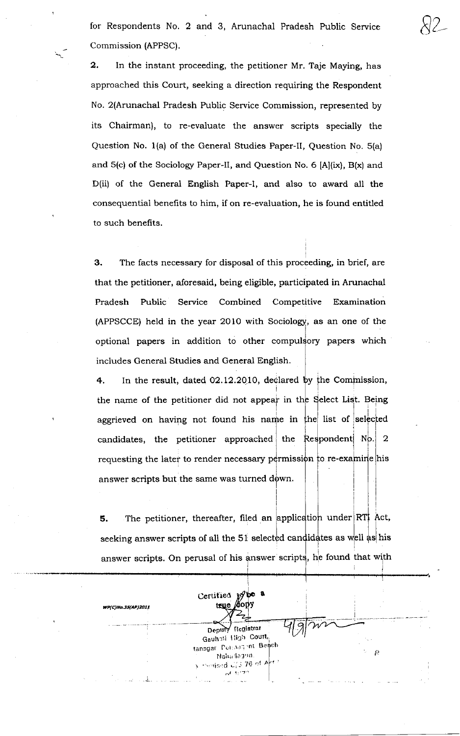for Respondents No. 2 and 3, Arunachal Pradesh Public Service Commission (APPSC).

**2.** In the instant proceeding, the petitioner Mr. Taje Maying, has approached this Court, seeking a direction requiring the Respondent No. 2(Arunachal Pradesh Public Service Commission, represented by its Chairman), to re-evaluate the answer scripts specially the Question No. 1(a) of the General Studies Paper-II, Question No. 5(a) and 5(c) of the Sociology Paper-II, and Question No. 6 [A](ix), B(x) and D(ii) of the General English Paper-I, and also to award all the consequential benefits to him, if on re-evaluation, he is found entitled to such benefits.

**3.** The facts necessary for disposal of this proceeding, in brief, are that the petitioner, aforesaid, being eligible, participated in Arunachal Pradesh Public Service Combined Competitive Examination (APPSCCE) held in the year 2010 with Sociology, as an one of the optional papers in addition to other compulsory papers which includes General Studies and General English.

**4.** In the result, dated 02.12.2010, declared by the Commission, the name of the petitioner did not appear in the Select List. Being aggrieved on having not found his name in the list of selected candidates, the petitioner approached the Respondent No. 2 requesting the later to render necessary permission to re-examine his answer scripts but the same was turned down.

**5.** The petitioner, thereafter, filed an application under RTI Act, seeking answer scripts of all the 51 selected candidates as well as his answer scripts. On perusal of his answer scripts, he found that with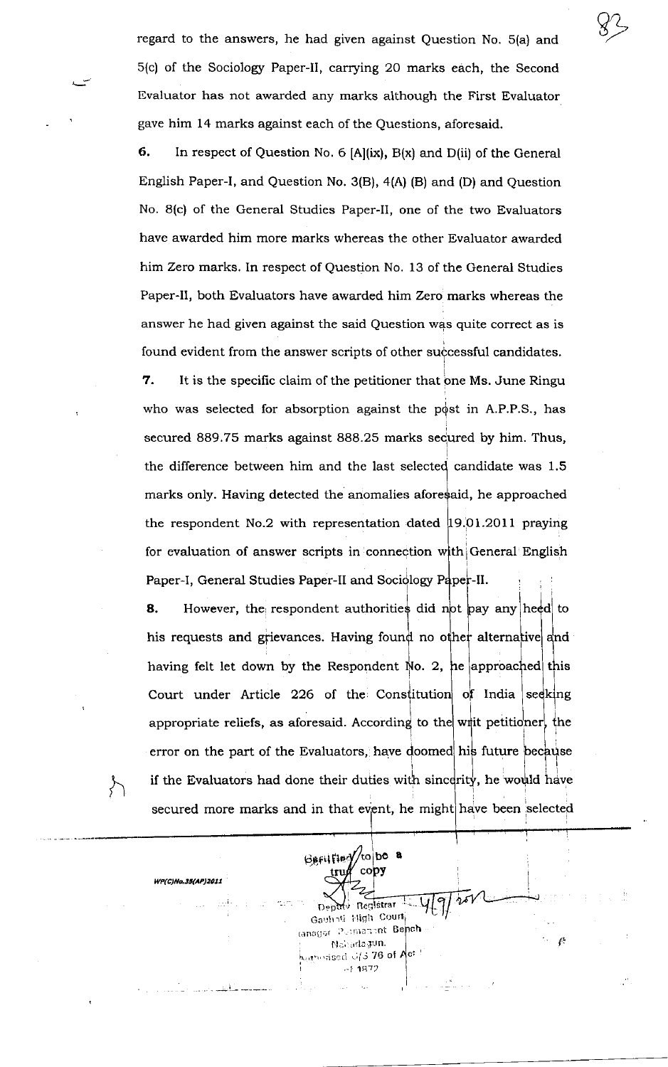regard to the answers, he had given against Question No. 5(a) and 5(c) of the Sociology Paper-II, carrying 20 marks each, the Second Evaluator has not awarded any marks although the First Evaluator gave him 14 marks against each of the Questions, aforesaid.

**6.** In respect of Question No. 6 [A](ix), B(x) and D(ii) of the General English Paper-I, and Question No. 3(B), 4(A) (B) and (D) and Question No. 8(c) of the General Studies Paper-II, one of the two Evaluators have awarded him more marks whereas the other Evaluator awarded him Zero marks. In respect of Question No. 13 of the General Studies Paper-II, both Evaluators have awarded him Zero marks whereas the answer he had given against the said Question was quite correct as is found evident from the answer scripts of other successful candidates.

**7.** It is the specific claim of the petitioner that one Ms. June Ringu who was selected for absorption against the post in A.P.P.S., has secured 889.75 marks against 888.25 marks secured by him. Thus, the difference between him and the last selected candidate was 1.5 marks only. Having detected the anomalies aforesaid, he approached the respondent No.2 with representation dated 19.01.2011 praying for evaluation of answer scripts in connection with General English Paper-I, General Studies Paper-II and Sociology Paper-II.

**8.** However, the respondent authorities did not pay any heed to his requests and grievances. Having found no other alternative and having felt let down by the Respondent No. 2, he approached this Court under Article 226 of the Constitution of India seeking appropriate reliefs, as aforesaid. According to the writ petitioner, the error on the part of the Evaluators, have doomed his future because if the Evaluators had done their duties with sincerity, he would have secured more marks and in that event, he might have been selected

WP(C)No.35(AP)2011

Certified to be a true copy
Deputy Registrar 4/9/2011
Gauhati High Court
Itanagar Permanent Bench
Naharlagun.
Authorised U/S 76 of Act I of 1872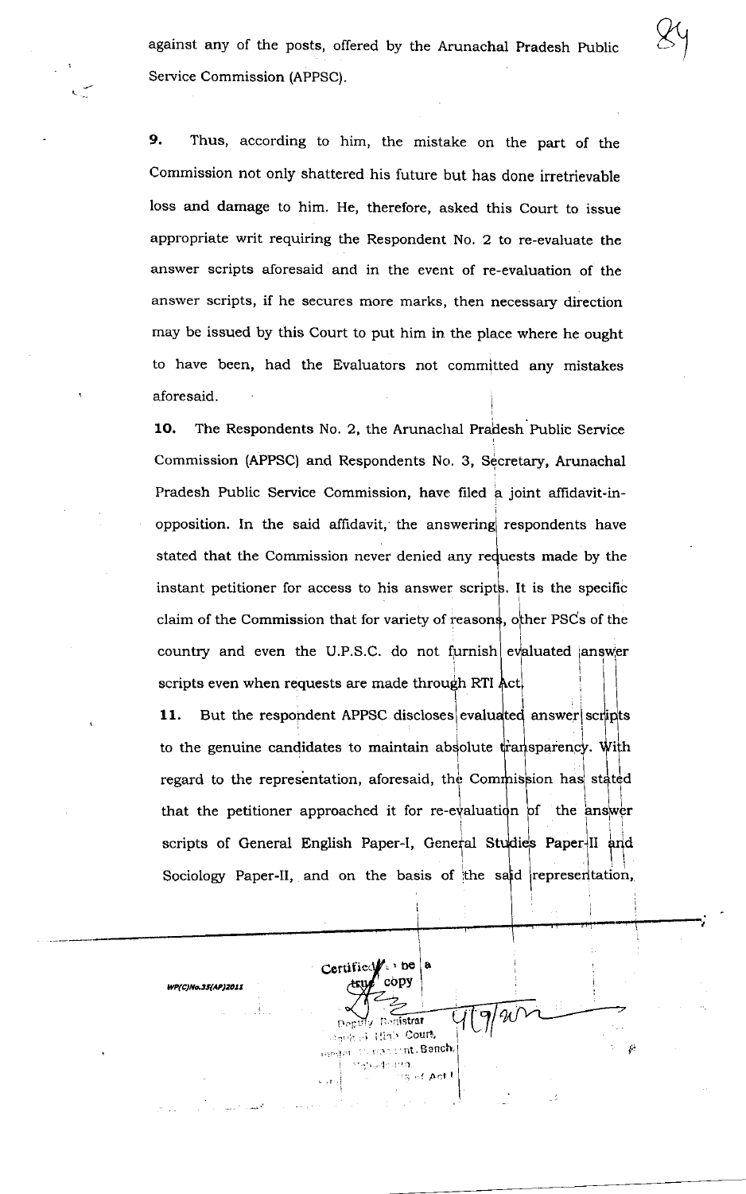against any of the posts, offered by the Arunachal Pradesh Public Service Commission (APPSC).

**9.** Thus, according to him, the mistake on the part of the Commission not only shattered his future but has done irretrievable loss and damage to him. He, therefore, asked this Court to issue appropriate writ requiring the Respondent No. 2 to re-evaluate the answer scripts aforesaid and in the event of re-evaluation of the answer scripts, if he secures more marks, then necessary direction may be issued by this Court to put him in the place where he ought to have been, had the Evaluators not committed any mistakes aforesaid.

**10.** The Respondents No. 2, the Arunachal Pradesh Public Service Commission (APPSC) and Respondents No. 3, Secretary, Arunachal Pradesh Public Service Commission, have filed a joint affidavit-in-opposition. In the said affidavit, the answering respondents have stated that the Commission never denied any requests made by the instant petitioner for access to his answer scripts. It is the specific claim of the Commission that for variety of reasons, other PSCs of the country and even the U.P.S.C. do not furnish evaluated answer scripts even when requests are made through RTI Act.

**11.** But the respondent APPSC discloses evaluated answer scripts to the genuine candidates to maintain absolute transparency. With regard to the representation, aforesaid, the Commission has stated that the petitioner approached it for re-evaluation of the answer scripts of General English Paper-I, General Studies Paper-II and Sociology Paper-II, and on the basis of the said representation,

WP(C)No.35(AP)2011

Certified to be a true copy
Deputy Registrar
Gauhati High Court,
Itanagar Permanent Bench,
Naharlagun
4/9/2011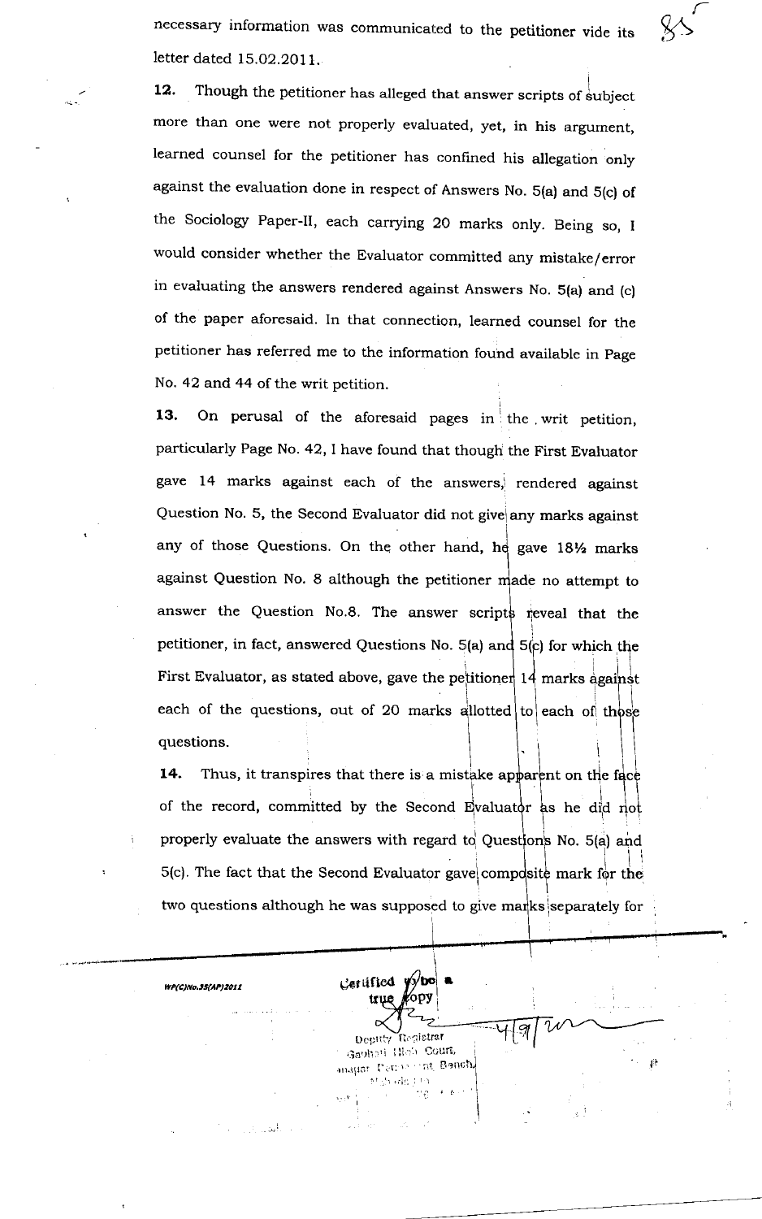necessary information was communicated to the petitioner vide its letter dated 15.02.2011.

**12.** Though the petitioner has alleged that answer scripts of subject more than one were not properly evaluated, yet, in his argument, learned counsel for the petitioner has confined his allegation only against the evaluation done in respect of Answers No. 5(a) and 5(c) of the Sociology Paper-II, each carrying 20 marks only. Being so, I would consider whether the Evaluator committed any mistake/error in evaluating the answers rendered against Answers No. 5(a) and (c) of the paper aforesaid. In that connection, learned counsel for the petitioner has referred me to the information found available in Page No. 42 and 44 of the writ petition.

**13.** On perusal of the aforesaid pages in the writ petition, particularly Page No. 42, I have found that though the First Evaluator gave 14 marks against each of the answers, rendered against Question No. 5, the Second Evaluator did not give any marks against any of those Questions. On the other hand, he gave 18½ marks against Question No. 8 although the petitioner made no attempt to answer the Question No.8. The answer scripts reveal that the petitioner, in fact, answered Questions No. 5(a) and 5(c) for which the First Evaluator, as stated above, gave the petitioner 14 marks against each of the questions, out of 20 marks allotted to each of those questions.

**14.** Thus, it transpires that there is a mistake apparent on the face of the record, committed by the Second Evaluator as he did not properly evaluate the answers with regard to Questions No. 5(a) and 5(c). The fact that the Second Evaluator gave composite mark for the two questions although he was supposed to give marks separately for

WP(C)No.35(AP)2011

Certified to be a true copy
Deputy Registrar
Gauhati High Court,
Itanagar Permanent Bench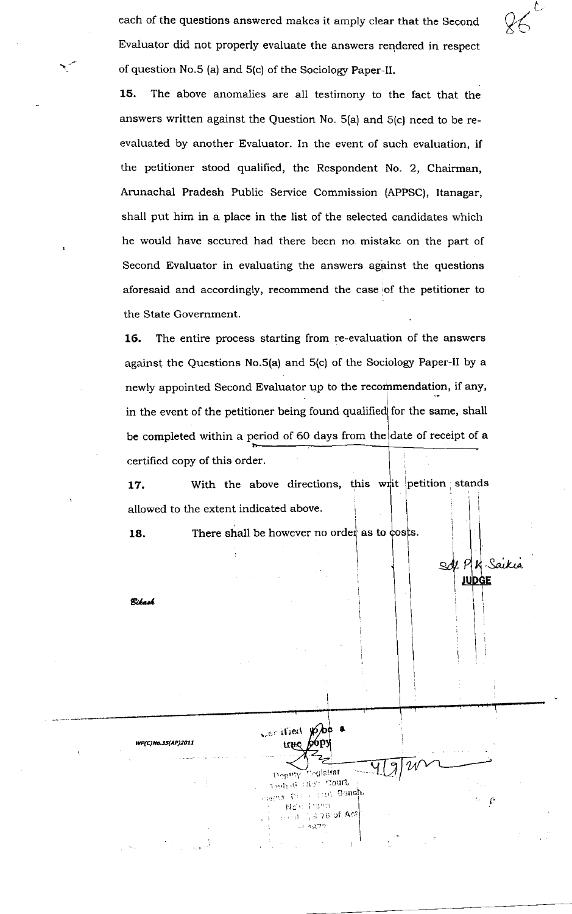each of the questions answered makes it amply clear that the Second Evaluator did not properly evaluate the answers rendered in respect of question No.5 (a) and 5(c) of the Sociology Paper-II.

**15.** The above anomalies are all testimony to the fact that the answers written against the Question No. 5(a) and 5(c) need to be re-evaluated by another Evaluator. In the event of such evaluation, if the petitioner stood qualified, the Respondent No. 2, Chairman, Arunachal Pradesh Public Service Commission (APPSC), Itanagar, shall put him in a place in the list of the selected candidates which he would have secured had there been no mistake on the part of Second Evaluator in evaluating the answers against the questions aforesaid and accordingly, recommend the case of the petitioner to the State Government.

**16.** The entire process starting from re-evaluation of the answers against the Questions No.5(a) and 5(c) of the Sociology Paper-II by a newly appointed Second Evaluator up to the recommendation, if any, in the event of the petitioner being found qualified for the same, shall be completed within a period of 60 days from the date of receipt of a certified copy of this order.

**17.** With the above directions, this writ petition stands allowed to the extent indicated above.

**18.** There shall be however no order as to costs.

Sd/- P.K. Saikia
**JUDGE**

*Bikash*

*WP(C)No.35(AP)2011*

Certified to be a true copy

Deputy Registrar
Gauhati High Court,
Itanagar Permanent Bench,
Naharlagun
u/s 76 of Act
1872

4/9/2011